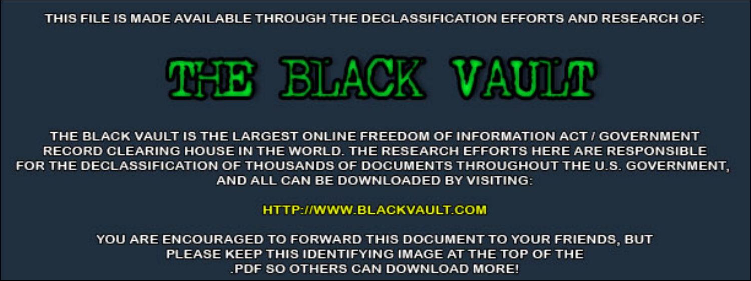THIS FILE IS MADE AVAILABLE THROUGH THE DECLASSIFICATION EFFORTS AND RESEARCH OF:

# THE BLACK VAULT

THE BLACK VAULT IS THE LARGEST ONLINE FREEDOM OF INFORMATION ACT / GOVERNMENT RECORD CLEARING HOUSE IN THE WORLD. THE RESEARCH EFFORTS HERE ARE RESPONSIBLE FOR THE DECLASSIFICATION OF THOUSANDS OF DOCUMENTS THROUGHOUT THE U.S. GOVERNMENT, AND ALL CAN BE DOWNLOADED BY VISITING:

HTTP://WWW.BLACKVAULT.COM

YOU ARE ENCOURAGED TO FORWARD THIS DOCUMENT TO YOUR FRIENDS, BUT PLEASE KEEP THIS IDENTIFYING IMAGE AT THE TOP OF THE .PDF SO OTHERS CAN DOWNLOAD MORE!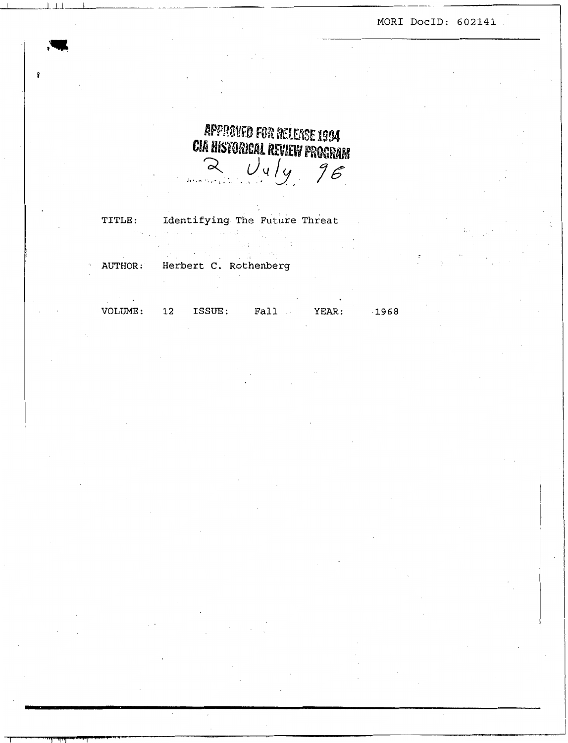MORI DocID: 602141

APPROVED FOR RELEASE 1994
CIA HISTORICAL REVIEW PROGRAM
2 July 96

TITLE: Identifying The Future Threat

AUTHOR: Herbert C. Rothenberg

VOLUME: 12 ISSUE: Fall YEAR: 1968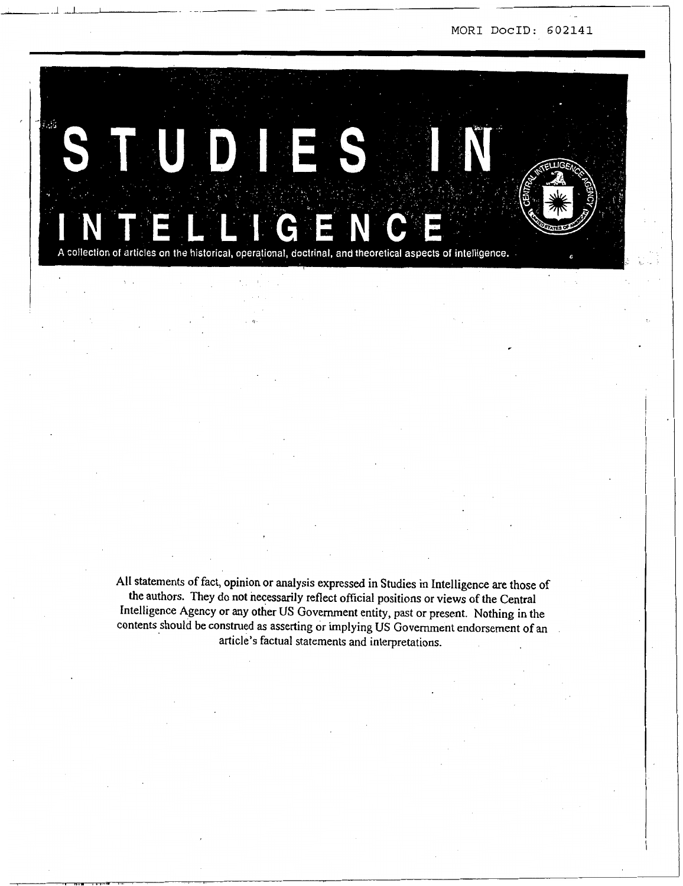MORI DocID: 602141

# STUDIES IN INTELLIGENCE

A collection of articles on the historical, operational, doctrinal, and theoretical aspects of intelligence.

All statements of fact, opinion or analysis expressed in Studies in Intelligence are those of the authors. They do not necessarily reflect official positions or views of the Central Intelligence Agency or any other US Government entity, past or present. Nothing in the contents should be construed as asserting or implying US Government endorsement of an article's factual statements and interpretations.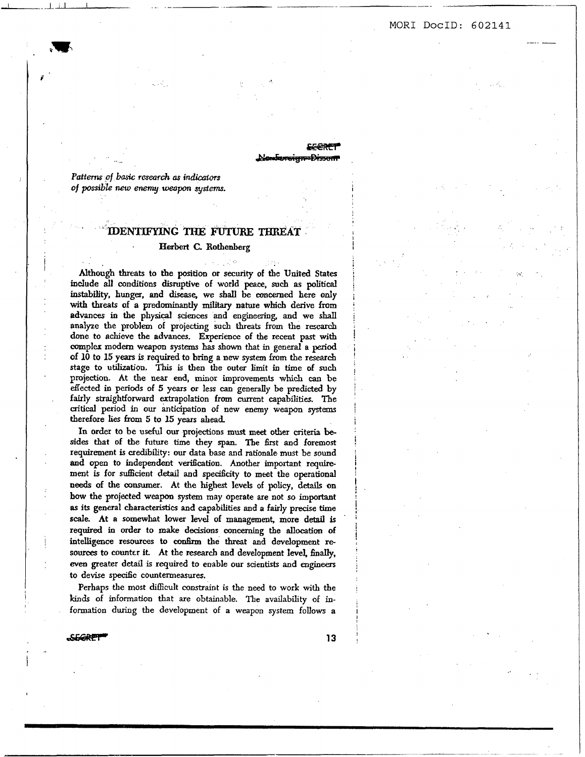SECRET
No Foreign Dissem

*Patterns of basic research as indicators of possible new enemy weapon systems.*

# IDENTIFYING THE FUTURE THREAT

Herbert C. Rothenberg

Although threats to the position or security of the United States include all conditions disruptive of world peace, such as political instability, hunger, and disease, we shall be concerned here only with threats of a predominantly military nature which derive from advances in the physical sciences and engineering, and we shall analyze the problem of projecting such threats from the research done to achieve the advances. Experience of the recent past with complex modern weapon systems has shown that in general a period of 10 to 15 years is required to bring a new system from the research stage to utilization. This is then the outer limit in time of such projection. At the near end, minor improvements which can be effected in periods of 5 years or less can generally be predicted by fairly straightforward extrapolation from current capabilities. The critical period in our anticipation of new enemy weapon systems therefore lies from 5 to 15 years ahead.

In order to be useful our projections must meet other criteria besides that of the future time they span. The first and foremost requirement is credibility: our data base and rationale must be sound and open to independent verification. Another important requirement is for sufficient detail and specificity to meet the operational needs of the consumer. At the highest levels of policy, details on how the projected weapon system may operate are not so important as its general characteristics and capabilities and a fairly precise time scale. At a somewhat lower level of management, more detail is required in order to make decisions concerning the allocation of intelligence resources to confirm the threat and development resources to counter it. At the research and development level, finally, even greater detail is required to enable our scientists and engineers to devise specific countermeasures.

Perhaps the most difficult constraint is the need to work with the kinds of information that are obtainable. The availability of information during the development of a weapon system follows a

SECRET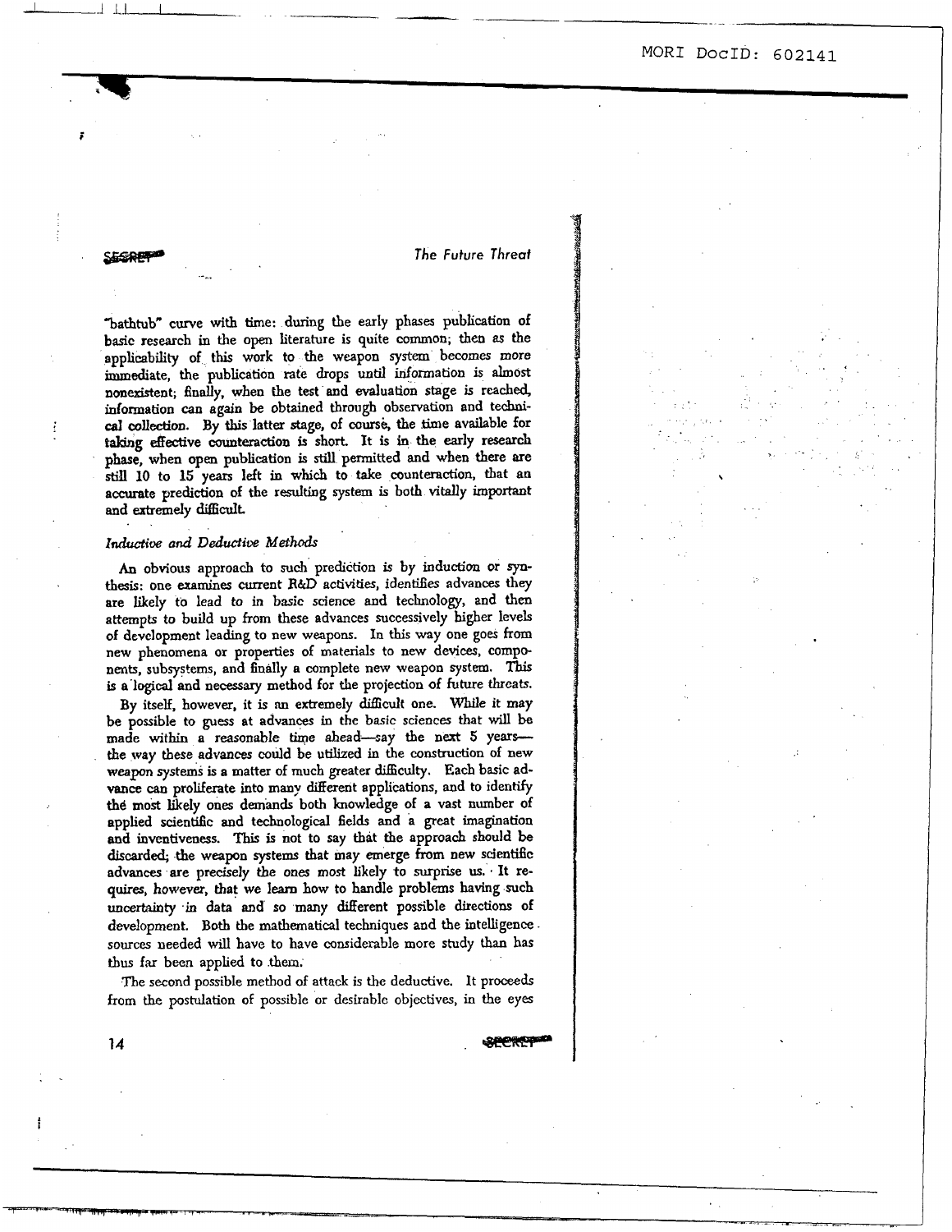"bathtub" curve with time: during the early phases publication of basic research in the open literature is quite common; then as the applicability of this work to the weapon system becomes more immediate, the publication rate drops until information is almost nonexistent; finally, when the test and evaluation stage is reached, information can again be obtained through observation and technical collection. By this latter stage, of course, the time available for taking effective counteraction is short. It is in the early research phase, when open publication is still permitted and when there are still 10 to 15 years left in which to take counteraction, that an accurate prediction of the resulting system is both vitally important and extremely difficult.

### *Inductive and Deductive Methods*

An obvious approach to such prediction is by induction or synthesis: one examines current R&D activities, identifies advances they are likely to lead to in basic science and technology, and then attempts to build up from these advances successively higher levels of development leading to new weapons. In this way one goes from new phenomena or properties of materials to new devices, components, subsystems, and finally a complete new weapon system. This is a logical and necessary method for the projection of future threats.

By itself, however, it is an extremely difficult one. While it may be possible to guess at advances in the basic sciences that will be made within a reasonable time ahead—say the next 5 years—the way these advances could be utilized in the construction of new weapon systems is a matter of much greater difficulty. Each basic advance can proliferate into many different applications, and to identify the most likely ones demands both knowledge of a vast number of applied scientific and technological fields and a great imagination and inventiveness. This is not to say that the approach should be discarded; the weapon systems that may emerge from new scientific advances are precisely the ones most likely to surprise us. It requires, however, that we learn how to handle problems having such uncertainty in data and so many different possible directions of development. Both the mathematical techniques and the intelligence sources needed will have to have considerable more study than has thus far been applied to them.

The second possible method of attack is the deductive. It proceeds from the postulation of possible or desirable objectives, in the eyes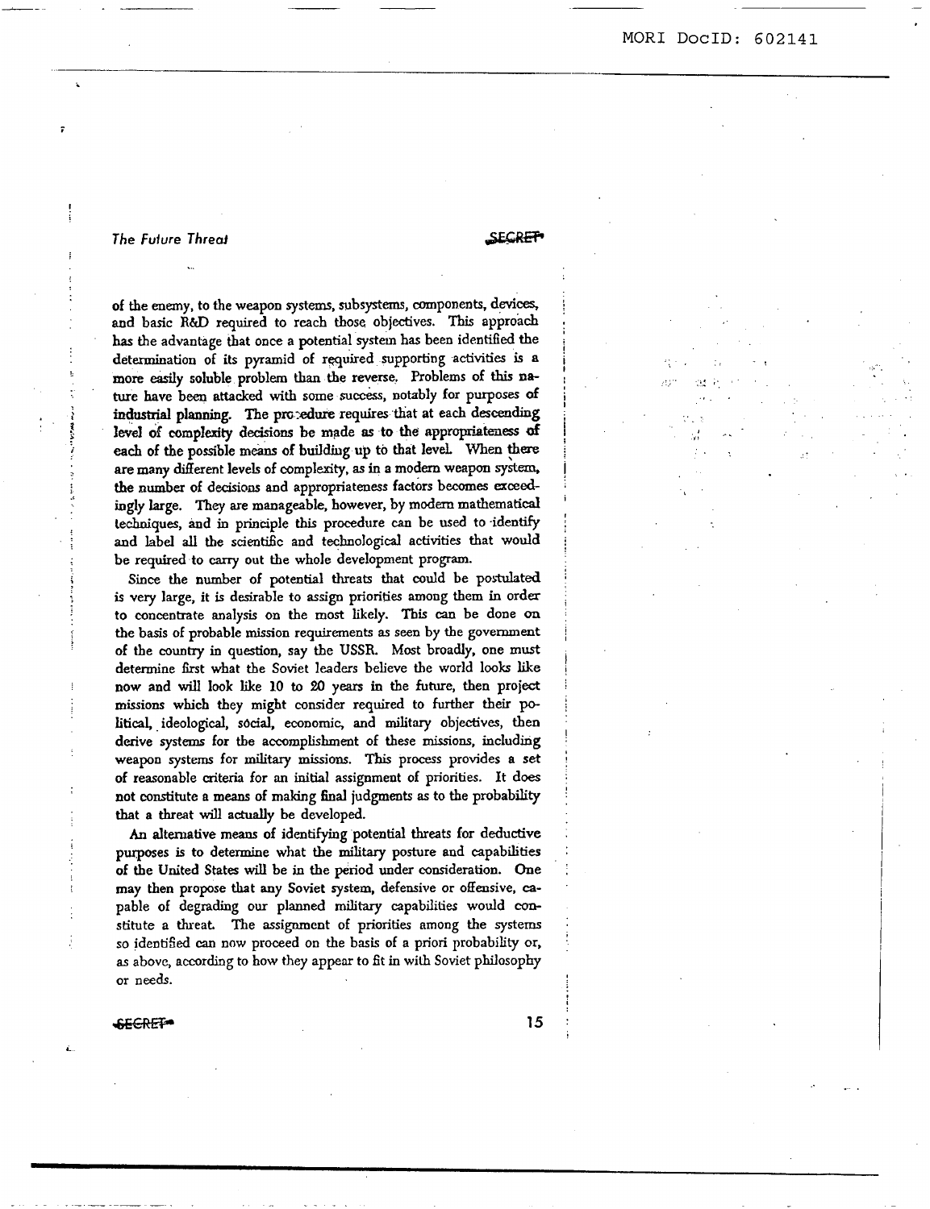of the enemy, to the weapon systems, subsystems, components, devices, and basic R&D required to reach those objectives. This approach has the advantage that once a potential system has been identified the determination of its pyramid of required supporting activities is a more easily soluble problem than the reverse. Problems of this nature have been attacked with some success, notably for purposes of industrial planning. The procedure requires that at each descending level of complexity decisions be made as to the appropriateness of each of the possible means of building up to that level. When there are many different levels of complexity, as in a modern weapon system, the number of decisions and appropriateness factors becomes exceedingly large. They are manageable, however, by modern mathematical techniques, and in principle this procedure can be used to identify and label all the scientific and technological activities that would be required to carry out the whole development program.

Since the number of potential threats that could be postulated is very large, it is desirable to assign priorities among them in order to concentrate analysis on the most likely. This can be done on the basis of probable mission requirements as seen by the government of the country in question, say the USSR. Most broadly, one must determine first what the Soviet leaders believe the world looks like now and will look like 10 to 20 years in the future, then project missions which they might consider required to further their political, ideological, social, economic, and military objectives, then derive systems for the accomplishment of these missions, including weapon systems for military missions. This process provides a set of reasonable criteria for an initial assignment of priorities. It does not constitute a means of making final judgments as to the probability that a threat will actually be developed.

An alternative means of identifying potential threats for deductive purposes is to determine what the military posture and capabilities of the United States will be in the period under consideration. One may then propose that any Soviet system, defensive or offensive, capable of degrading our planned military capabilities would constitute a threat. The assignment of priorities among the systems so identified can now proceed on the basis of a priori probability or, as above, according to how they appear to fit in with Soviet philosophy or needs.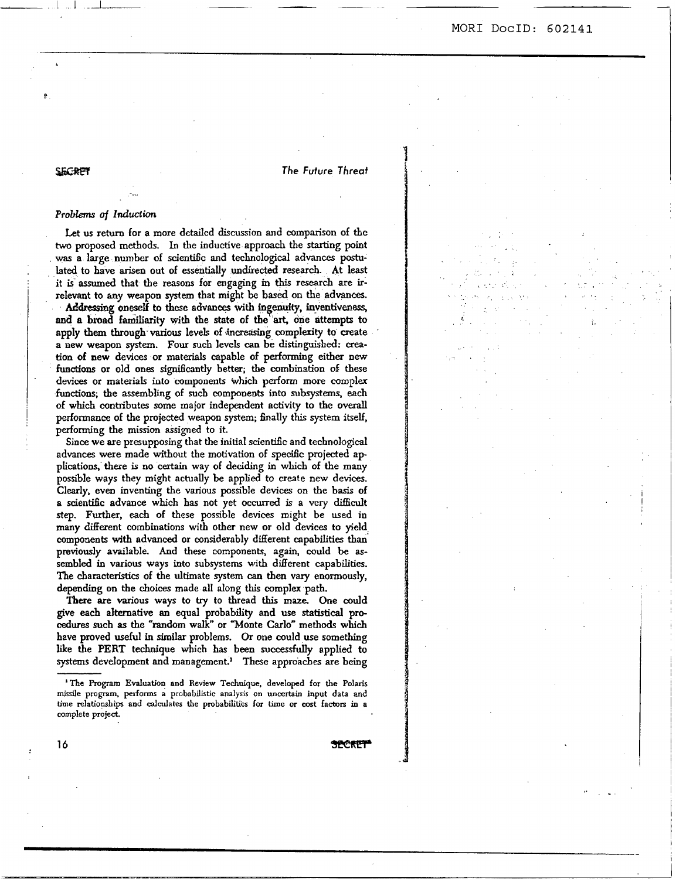### *Problems of Induction*

Let us return for a more detailed discussion and comparison of the two proposed methods. In the inductive approach the starting point was a large number of scientific and technological advances postulated to have arisen out of essentially undirected research. At least it is assumed that the reasons for engaging in this research are irrelevant to any weapon system that might be based on the advances.

Addressing oneself to these advances with ingenuity, inventiveness, and a broad familiarity with the state of the art, one attempts to apply them through various levels of increasing complexity to create a new weapon system. Four such levels can be distinguished: creation of new devices or materials capable of performing either new functions or old ones significantly better; the combination of these devices or materials into components which perform more complex functions; the assembling of such components into subsystems, each of which contributes some major independent activity to the overall performance of the projected weapon system; finally this system itself, performing the mission assigned to it.

Since we are presupposing that the initial scientific and technological advances were made without the motivation of specific projected applications, there is no certain way of deciding in which of the many possible ways they might actually be applied to create new devices. Clearly, even inventing the various possible devices on the basis of a scientific advance which has not yet occurred is a very difficult step. Further, each of these possible devices might be used in many different combinations with other new or old devices to yield components with advanced or considerably different capabilities than previously available. And these components, again, could be assembled in various ways into subsystems with different capabilities. The characteristics of the ultimate system can then vary enormously, depending on the choices made all along this complex path.

There are various ways to try to thread this maze. One could give each alternative an equal probability and use statistical procedures such as the "random walk" or "Monte Carlo" methods which have proved useful in similar problems. Or one could use something like the PERT technique which has been successfully applied to systems development and management.[1] These approaches are being

[1] The Program Evaluation and Review Technique, developed for the Polaris missile program, performs a probabilistic analysis on uncertain input data and time relationships and calculates the probabilities for time or cost factors in a complete project.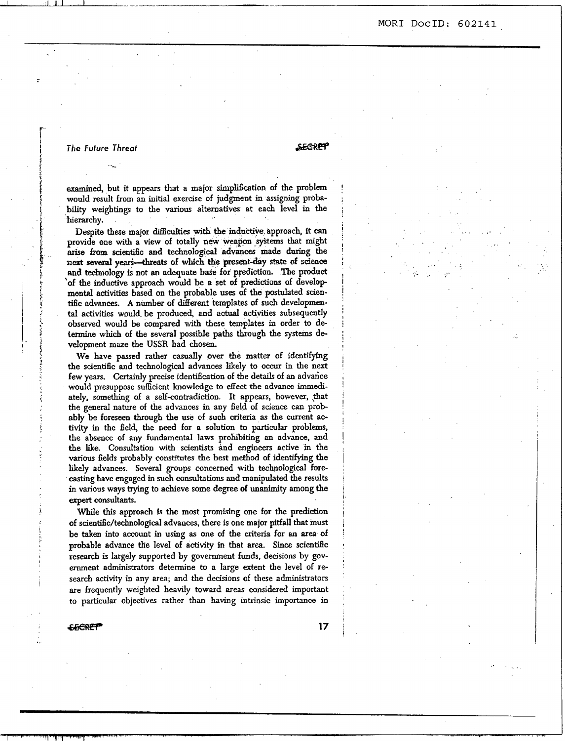examined, but it appears that a major simplification of the problem would result from an initial exercise of judgment in assigning probability weightings to the various alternatives at each level in the hierarchy.

Despite these major difficulties with the inductive approach, it can provide one with a view of totally new weapon systems that might arise from scientific and technological advances made during the next several years—threats of which the present-day state of science and technology is not an adequate base for prediction. The product of the inductive approach would be a set of predictions of developmental activities based on the probable uses of the postulated scientific advances. A number of different templates of such developmental activities would be produced, and actual activities subsequently observed would be compared with these templates in order to determine which of the several possible paths through the systems development maze the USSR had chosen.

We have passed rather casually over the matter of identifying the scientific and technological advances likely to occur in the next few years. Certainly precise identification of the details of an advance would presuppose sufficient knowledge to effect the advance immediately, something of a self-contradiction. It appears, however, that the general nature of the advances in any field of science can probably be foreseen through the use of such criteria as the current activity in the field, the need for a solution to particular problems, the absence of any fundamental laws prohibiting an advance, and the like. Consultation with scientists and engineers active in the various fields probably constitutes the best method of identifying the likely advances. Several groups concerned with technological forecasting have engaged in such consultations and manipulated the results in various ways trying to achieve some degree of unanimity among the expert consultants.

While this approach is the most promising one for the prediction of scientific/technological advances, there is one major pitfall that must be taken into account in using as one of the criteria for an area of probable advance the level of activity in that area. Since scientific research is largely supported by government funds, decisions by government administrators determine to a large extent the level of research activity in any area; and the decisions of these administrators are frequently weighted heavily toward areas considered important to particular objectives rather than having intrinsic importance in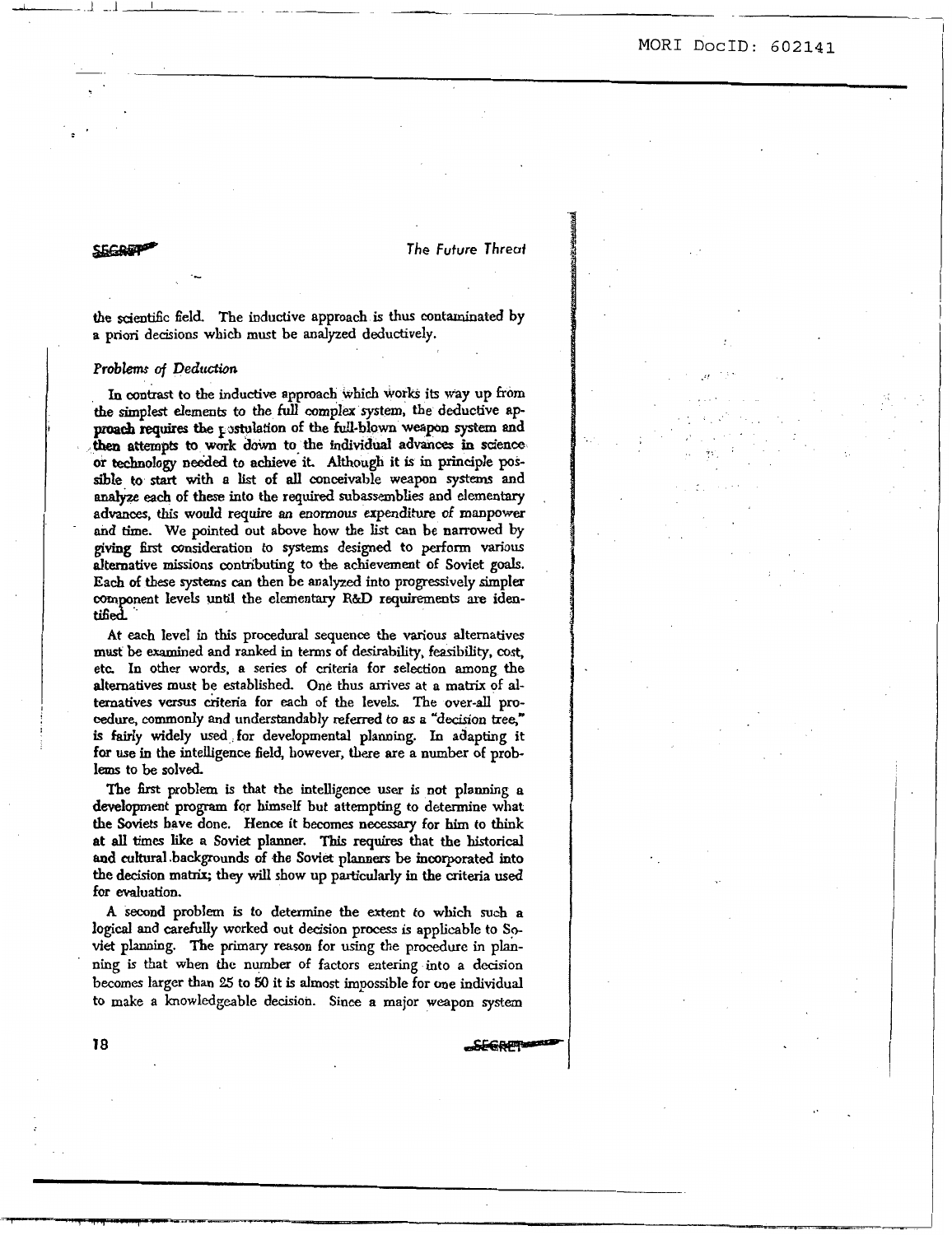the scientific field. The inductive approach is thus contaminated by a priori decisions which must be analyzed deductively.

*Problems of Deduction*

In contrast to the inductive approach which works its way up from the simplest elements to the full complex system, the deductive approach requires the postulation of the full-blown weapon system and then attempts to work down to the individual advances in science or technology needed to achieve it. Although it is in principle possible to start with a list of all conceivable weapon systems and analyze each of these into the required subassemblies and elementary advances, this would require an enormous expenditure of manpower and time. We pointed out above how the list can be narrowed by giving first consideration to systems designed to perform various alternative missions contributing to the achievement of Soviet goals. Each of these systems can then be analyzed into progressively simpler component levels until the elementary R&D requirements are identified.

At each level in this procedural sequence the various alternatives must be examined and ranked in terms of desirability, feasibility, cost, etc. In other words, a series of criteria for selection among the alternatives must be established. One thus arrives at a matrix of alternatives versus criteria for each of the levels. The over-all procedure, commonly and understandably referred to as a "decision tree," is fairly widely used for developmental planning. In adapting it for use in the intelligence field, however, there are a number of problems to be solved.

The first problem is that the intelligence user is not planning a development program for himself but attempting to determine what the Soviets have done. Hence it becomes necessary for him to think at all times like a Soviet planner. This requires that the historical and cultural backgrounds of the Soviet planners be incorporated into the decision matrix; they will show up particularly in the criteria used for evaluation.

A second problem is to determine the extent to which such a logical and carefully worked out decision process is applicable to Soviet planning. The primary reason for using the procedure in planning is that when the number of factors entering into a decision becomes larger than 25 to 50 it is almost impossible for one individual to make a knowledgeable decision. Since a major weapon system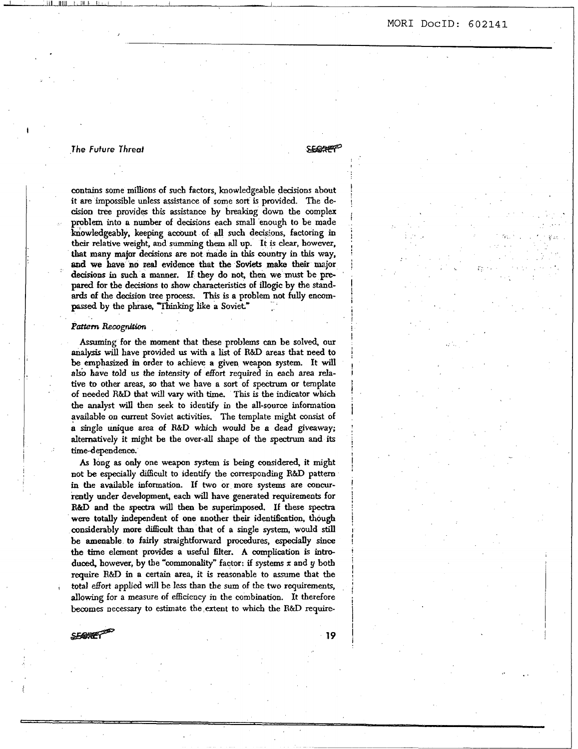contains some millions of such factors, knowledgeable decisions about it are impossible unless assistance of some sort is provided. The decision tree provides this assistance by breaking down the complex problem into a number of decisions each small enough to be made knowledgeably, keeping account of all such decisions, factoring in their relative weight, and summing them all up. It is clear, however, that many major decisions are not made in this country in this way, and we have no real evidence that the Soviets make their major decisions in such a manner. If they do not, then we must be prepared for the decisions to show characteristics of illogic by the standards of the decision tree process. This is a problem not fully encompassed by the phrase, "Thinking like a Soviet."

### *Pattern Recognition*

Assuming for the moment that these problems can be solved, our analysis will have provided us with a list of R&D areas that need to be emphasized in order to achieve a given weapon system. It will also have told us the intensity of effort required in each area relative to other areas, so that we have a sort of spectrum or template of needed R&D that will vary with time. This is the indicator which the analyst will then seek to identify in the all-source information available on current Soviet activities. The template might consist of a single unique area of R&D which would be a dead giveaway; alternatively it might be the over-all shape of the spectrum and its time-dependence.

As long as only one weapon system is being considered, it might not be especially difficult to identify the corresponding R&D pattern in the available information. If two or more systems are concurrently under development, each will have generated requirements for R&D and the spectra will then be superimposed. If these spectra were totally independent of one another their identification, though considerably more difficult than that of a single system, would still be amenable to fairly straightforward procedures, especially since the time element provides a useful filter. A complication is introduced, however, by the "commonality" factor: if systems $x$ and $y$ both require R&D in a certain area, it is reasonable to assume that the total effort applied will be less than the sum of the two requirements, allowing for a measure of efficiency in the combination. It therefore becomes necessary to estimate the extent to which the R&D require-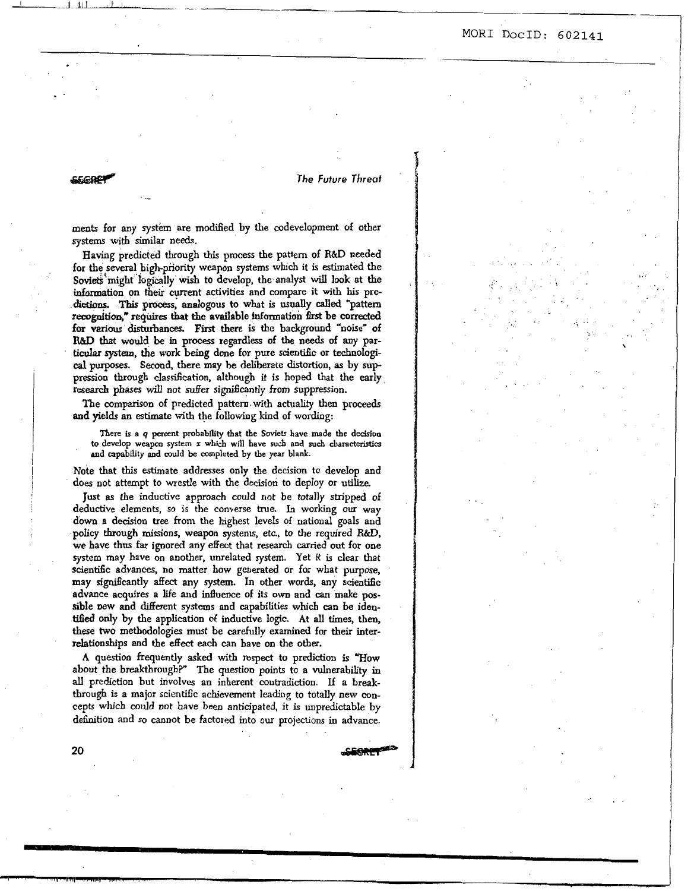ments for any system are modified by the codevelopment of other systems with similar needs.

Having predicted through this process the pattern of R&D needed for the several high-priority weapon systems which it is estimated the Soviets might logically wish to develop, the analyst will look at the information on their current activities and compare it with his predictions. This process, analogous to what is usually called "pattern recognition," requires that the available information first be corrected for various disturbances. First there is the background "noise" of R&D that would be in process regardless of the needs of any particular system, the work being done for pure scientific or technological purposes. Second, there may be deliberate distortion, as by suppression through classification, although it is hoped that the early research phases will not suffer significantly from suppression.

The comparison of predicted pattern with actuality then proceeds and yields an estimate with the following kind of wording:

> There is a $q$ percent probability that the Soviets have made the decision to develop weapon system $x$ which will have such and such characteristics and capability and could be completed by the year blank.

Note that this estimate addresses only the decision to develop and does not attempt to wrestle with the decision to deploy or utilize.

Just as the inductive approach could not be totally stripped of deductive elements, so is the converse true. In working our way down a decision tree from the highest levels of national goals and policy through missions, weapon systems, etc., to the required R&D, we have thus far ignored any effect that research carried out for one system may have on another, unrelated system. Yet it is clear that scientific advances, no matter how generated or for what purpose, may significantly affect any system. In other words, any scientific advance acquires a life and influence of its own and can make possible new and different systems and capabilities which can be identified only by the application of inductive logic. At all times, then, these two methodologies must be carefully examined for their interrelationships and the effect each can have on the other.

A question frequently asked with respect to prediction is "How about the breakthrough?" The question points to a vulnerability in all prediction but involves an inherent contradiction. If a breakthrough is a major scientific achievement leading to totally new concepts which could not have been anticipated, it is unpredictable by definition and so cannot be factored into our projections in advance.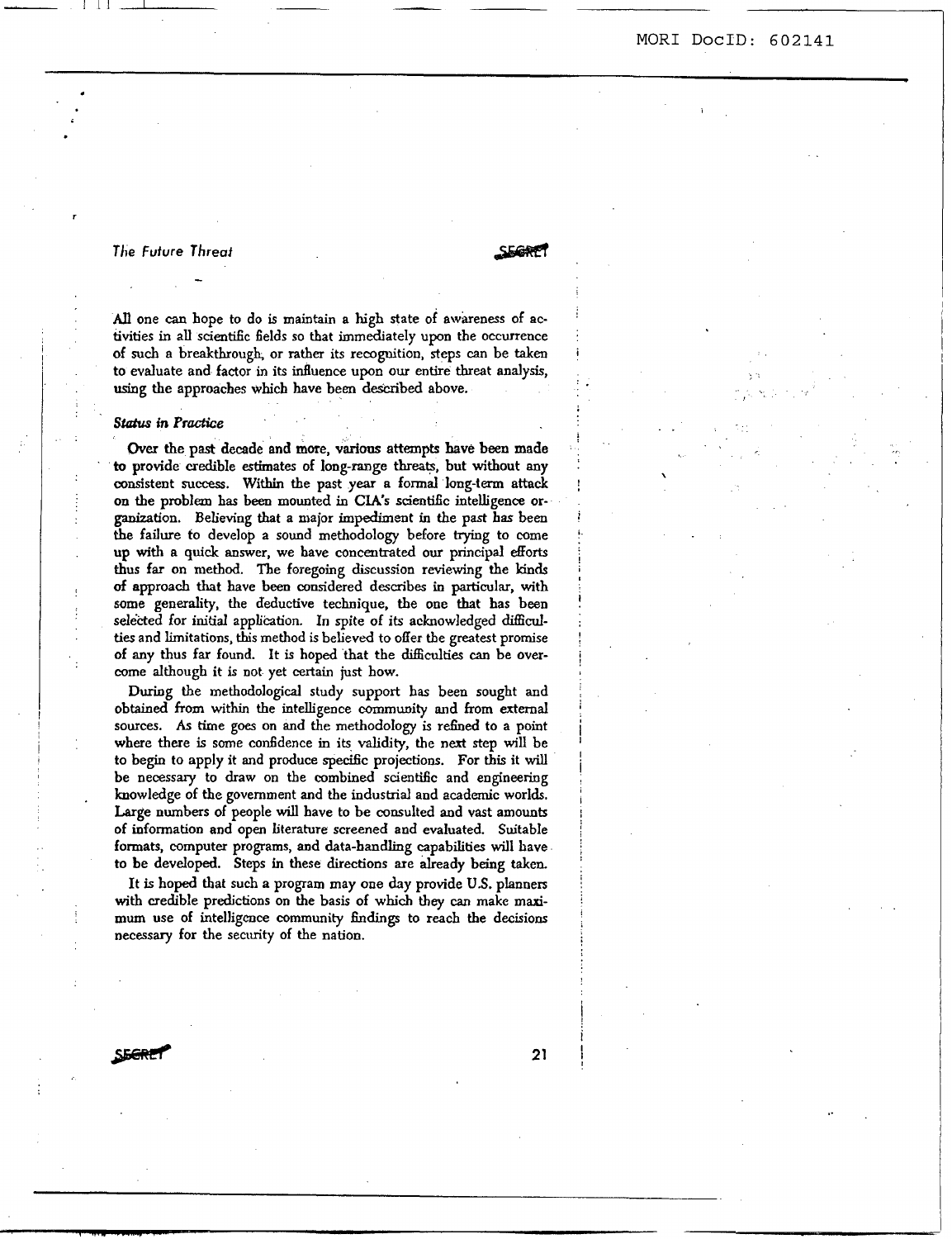All one can hope to do is maintain a high state of awareness of activities in all scientific fields so that immediately upon the occurrence of such a breakthrough, or rather its recognition, steps can be taken to evaluate and factor in its influence upon our entire threat analysis, using the approaches which have been described above.

### *Status in Practice*

Over the past decade and more, various attempts have been made to provide credible estimates of long-range threats, but without any consistent success. Within the past year a formal long-term attack on the problem has been mounted in CIA's scientific intelligence organization. Believing that a major impediment in the past has been the failure to develop a sound methodology before trying to come up with a quick answer, we have concentrated our principal efforts thus far on method. The foregoing discussion reviewing the kinds of approach that have been considered describes in particular, with some generality, the deductive technique, the one that has been selected for initial application. In spite of its acknowledged difficulties and limitations, this method is believed to offer the greatest promise of any thus far found. It is hoped that the difficulties can be overcome although it is not yet certain just how.

During the methodological study support has been sought and obtained from within the intelligence community and from external sources. As time goes on and the methodology is refined to a point where there is some confidence in its validity, the next step will be to begin to apply it and produce specific projections. For this it will be necessary to draw on the combined scientific and engineering knowledge of the government and the industrial and academic worlds. Large numbers of people will have to be consulted and vast amounts of information and open literature screened and evaluated. Suitable formats, computer programs, and data-handling capabilities will have to be developed. Steps in these directions are already being taken.

It is hoped that such a program may one day provide U.S. planners with credible predictions on the basis of which they can make maximum use of intelligence community findings to reach the decisions necessary for the security of the nation.